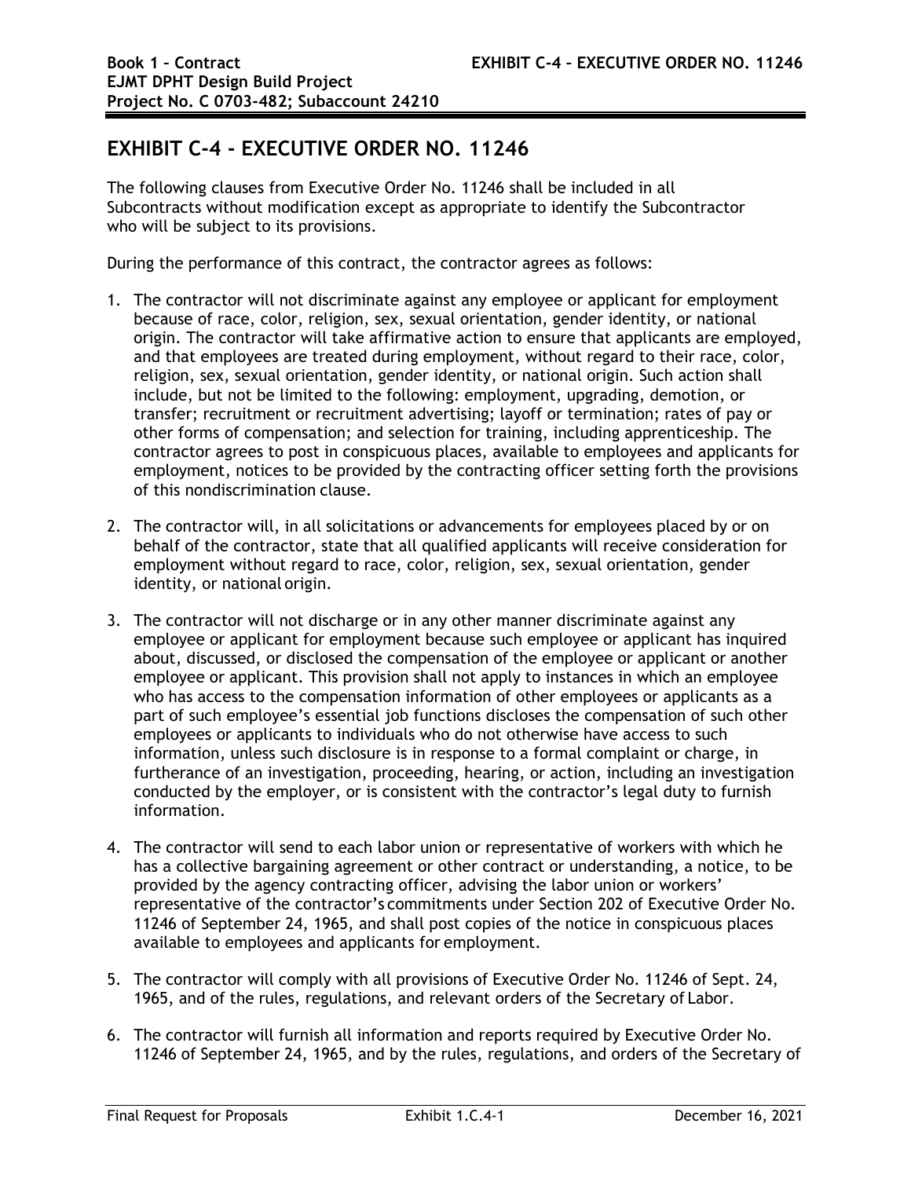# EXHIBIT C-4 - EXECUTIVE ORDER NO. 11246

The following clauses from Executive Order No. 11246 shall be included in all Subcontracts without modification except as appropriate to identify the Subcontractor who will be subject to its provisions.

During the performance of this contract, the contractor agrees as follows:

1. The contractor will not discriminate against any employee or applicant for employment because of race, color, religion, sex, sexual orientation, gender identity, or national origin. The contractor will take affirmative action to ensure that applicants are employed, and that employees are treated during employment, without regard to their race, color, religion, sex, sexual orientation, gender identity, or national origin. Such action shall include, but not be limited to the following: employment, upgrading, demotion, or transfer; recruitment or recruitment advertising; layoff or termination; rates of pay or other forms of compensation; and selection for training, including apprenticeship. The contractor agrees to post in conspicuous places, available to employees and applicants for employment, notices to be provided by the contracting officer setting forth the provisions of this nondiscrimination clause.

2. The contractor will, in all solicitations or advancements for employees placed by or on behalf of the contractor, state that all qualified applicants will receive consideration for employment without regard to race, color, religion, sex, sexual orientation, gender identity, or national origin.

3. The contractor will not discharge or in any other manner discriminate against any employee or applicant for employment because such employee or applicant has inquired about, discussed, or disclosed the compensation of the employee or applicant or another employee or applicant. This provision shall not apply to instances in which an employee who has access to the compensation information of other employees or applicants as a part of such employee's essential job functions discloses the compensation of such other employees or applicants to individuals who do not otherwise have access to such information, unless such disclosure is in response to a formal complaint or charge, in furtherance of an investigation, proceeding, hearing, or action, including an investigation conducted by the employer, or is consistent with the contractor's legal duty to furnish information.

4. The contractor will send to each labor union or representative of workers with which he has a collective bargaining agreement or other contract or understanding, a notice, to be provided by the agency contracting officer, advising the labor union or workers' representative of the contractor's commitments under Section 202 of Executive Order No. 11246 of September 24, 1965, and shall post copies of the notice in conspicuous places available to employees and applicants for employment.

5. The contractor will comply with all provisions of Executive Order No. 11246 of Sept. 24, 1965, and of the rules, regulations, and relevant orders of the Secretary of Labor.

6. The contractor will furnish all information and reports required by Executive Order No. 11246 of September 24, 1965, and by the rules, regulations, and orders of the Secretary of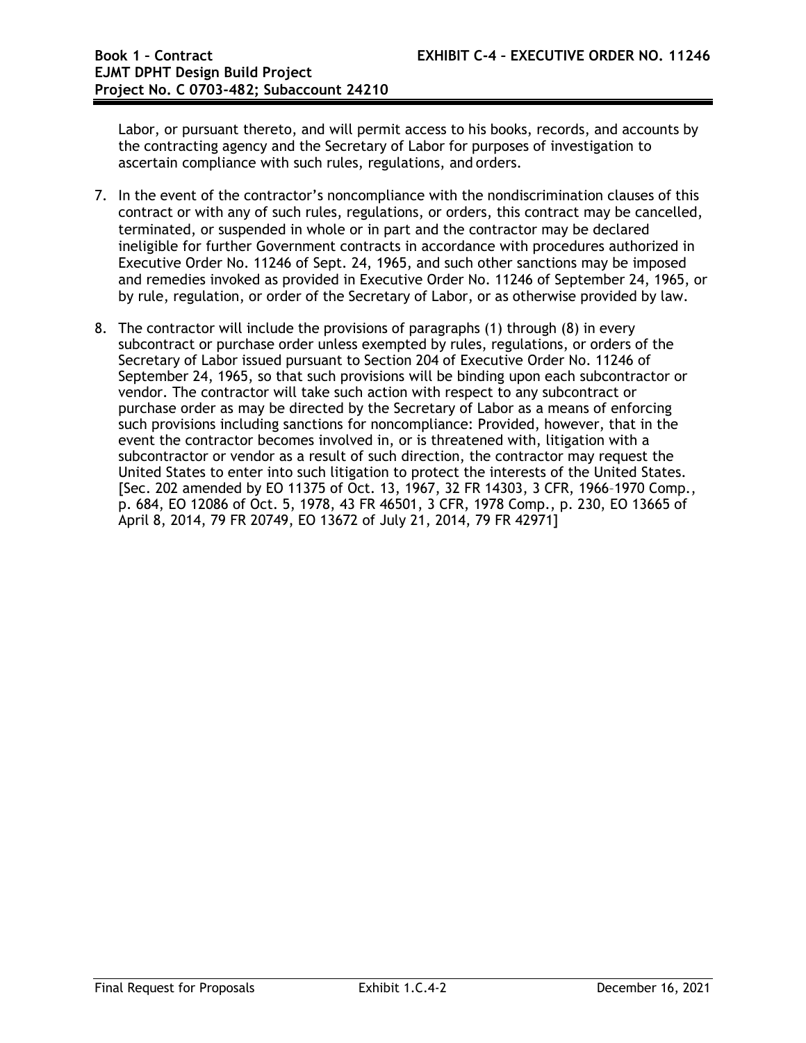Labor, or pursuant thereto, and will permit access to his books, records, and accounts by the contracting agency and the Secretary of Labor for purposes of investigation to ascertain compliance with such rules, regulations, and orders.

7. In the event of the contractor's noncompliance with the nondiscrimination clauses of this contract or with any of such rules, regulations, or orders, this contract may be cancelled, terminated, or suspended in whole or in part and the contractor may be declared ineligible for further Government contracts in accordance with procedures authorized in Executive Order No. 11246 of Sept. 24, 1965, and such other sanctions may be imposed and remedies invoked as provided in Executive Order No. 11246 of September 24, 1965, or by rule, regulation, or order of the Secretary of Labor, or as otherwise provided by law.

8. The contractor will include the provisions of paragraphs (1) through (8) in every subcontract or purchase order unless exempted by rules, regulations, or orders of the Secretary of Labor issued pursuant to Section 204 of Executive Order No. 11246 of September 24, 1965, so that such provisions will be binding upon each subcontractor or vendor. The contractor will take such action with respect to any subcontract or purchase order as may be directed by the Secretary of Labor as a means of enforcing such provisions including sanctions for noncompliance: Provided, however, that in the event the contractor becomes involved in, or is threatened with, litigation with a subcontractor or vendor as a result of such direction, the contractor may request the United States to enter into such litigation to protect the interests of the United States. [Sec. 202 amended by EO 11375 of Oct. 13, 1967, 32 FR 14303, 3 CFR, 1966–1970 Comp., p. 684, EO 12086 of Oct. 5, 1978, 43 FR 46501, 3 CFR, 1978 Comp., p. 230, EO 13665 of April 8, 2014, 79 FR 20749, EO 13672 of July 21, 2014, 79 FR 42971]